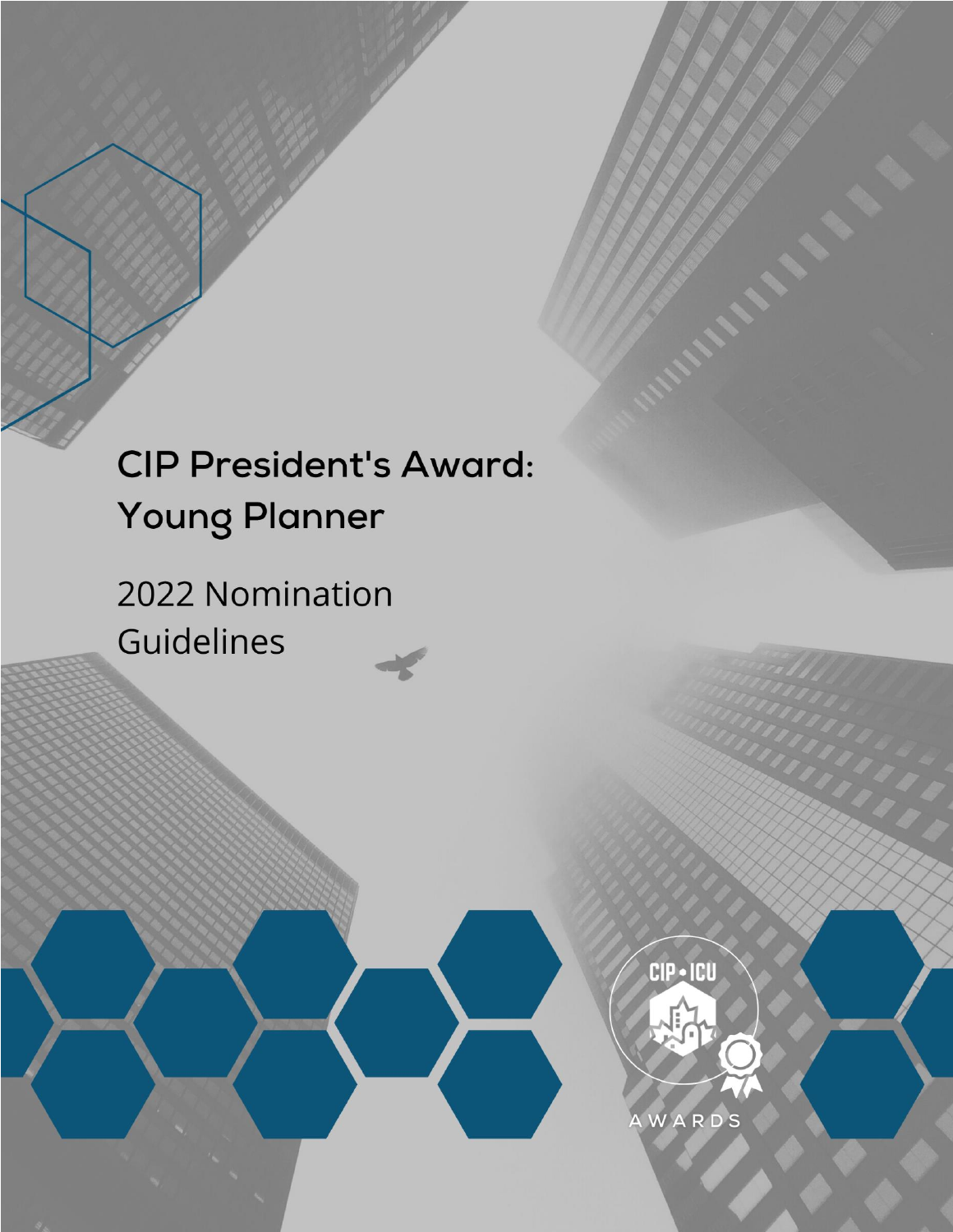# CIP President's Award: Young Planner

2022 Nomination Guidelines

CIP • ICU

AWARDS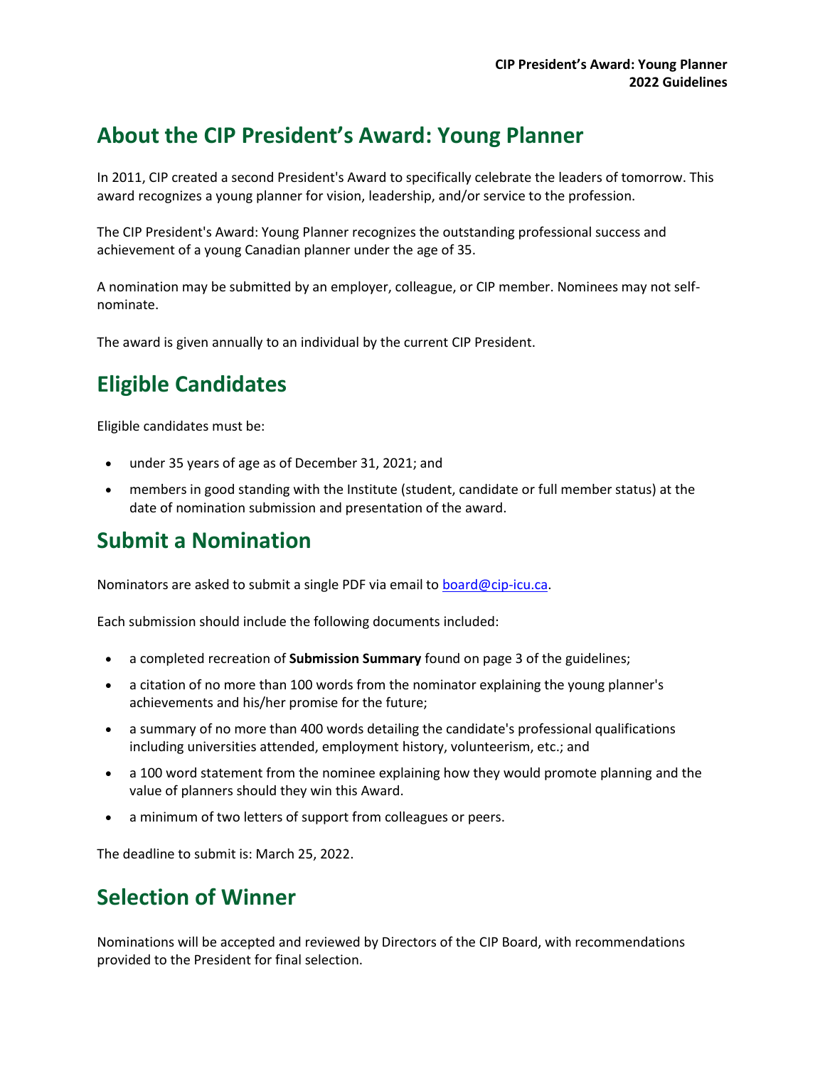## About the CIP President's Award: Young Planner

In 2011, CIP created a second President's Award to specifically celebrate the leaders of tomorrow. This award recognizes a young planner for vision, leadership, and/or service to the profession.

The CIP President's Award: Young Planner recognizes the outstanding professional success and achievement of a young Canadian planner under the age of 35.

A nomination may be submitted by an employer, colleague, or CIP member. Nominees may not self-nominate.

The award is given annually to an individual by the current CIP President.

## Eligible Candidates

Eligible candidates must be:

- under 35 years of age as of December 31, 2021; and
- members in good standing with the Institute (student, candidate or full member status) at the date of nomination submission and presentation of the award.

## Submit a Nomination

Nominators are asked to submit a single PDF via email to board@cip-icu.ca.

Each submission should include the following documents included:

- a completed recreation of **Submission Summary** found on page 3 of the guidelines;
- a citation of no more than 100 words from the nominator explaining the young planner's achievements and his/her promise for the future;
- a summary of no more than 400 words detailing the candidate's professional qualifications including universities attended, employment history, volunteerism, etc.; and
- a 100 word statement from the nominee explaining how they would promote planning and the value of planners should they win this Award.
- a minimum of two letters of support from colleagues or peers.

The deadline to submit is: March 25, 2022.

## Selection of Winner

Nominations will be accepted and reviewed by Directors of the CIP Board, with recommendations provided to the President for final selection.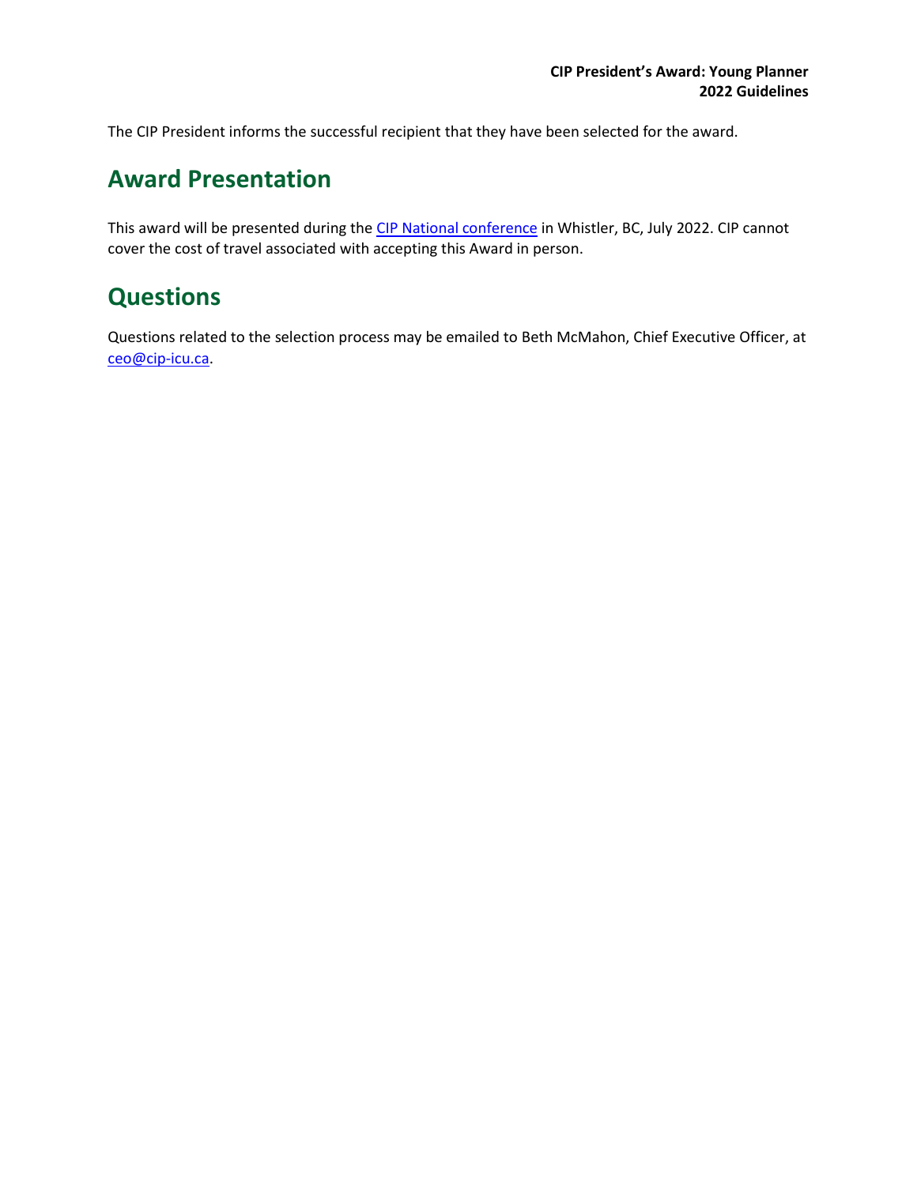The CIP President informs the successful recipient that they have been selected for the award.

## Award Presentation

This award will be presented during the CIP National conference in Whistler, BC, July 2022. CIP cannot cover the cost of travel associated with accepting this Award in person.

## Questions

Questions related to the selection process may be emailed to Beth McMahon, Chief Executive Officer, at ceo@cip-icu.ca.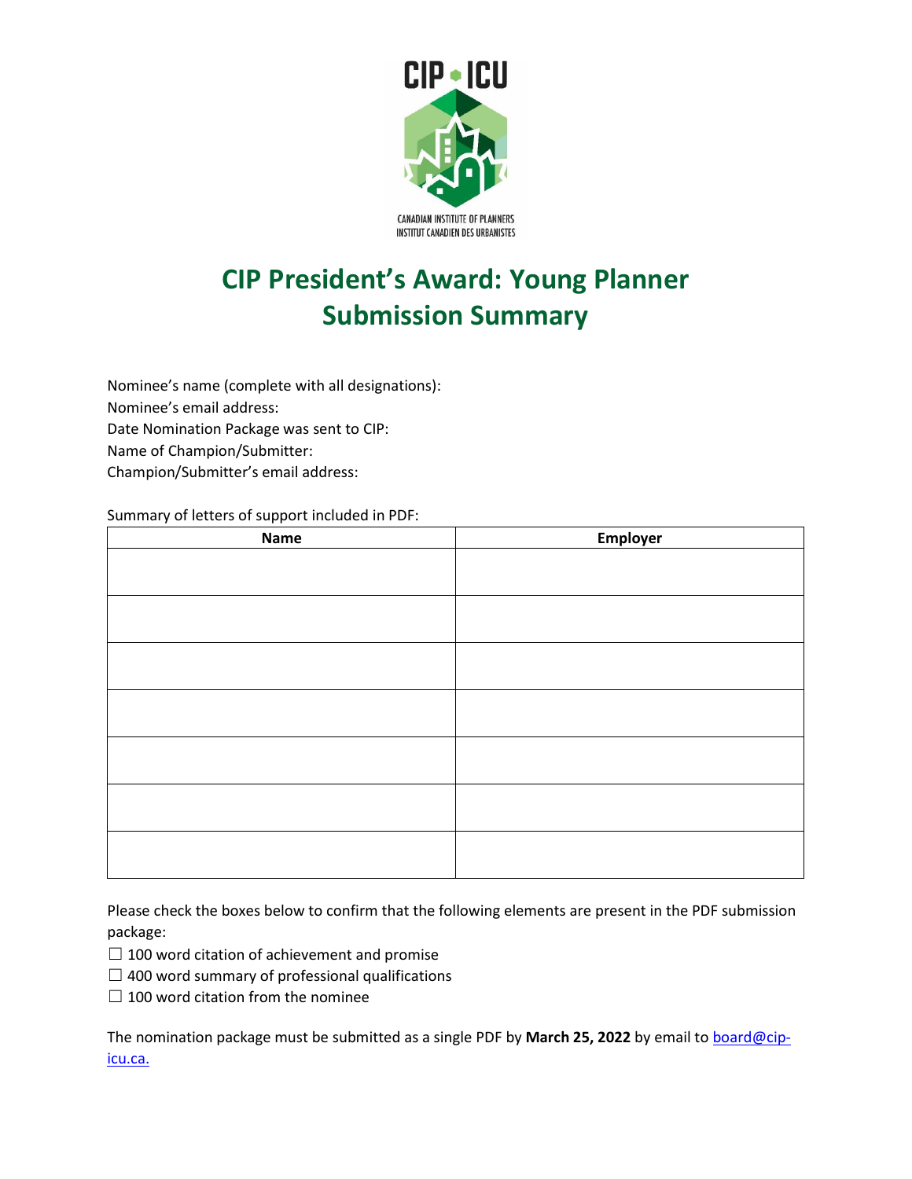CIP • ICU

CANADIAN INSTITUTE OF PLANNERS
INSTITUT CANADIEN DES URBANISTES

# CIP President's Award: Young Planner Submission Summary

Nominee's name (complete with all designations):
Nominee's email address:
Date Nomination Package was sent to CIP:
Name of Champion/Submitter:
Champion/Submitter's email address:

Summary of letters of support included in PDF:

| Name | Employer |
| --- | --- |
| | |
| | |
| | |
| | |
| | |
| | |
| | |

Please check the boxes below to confirm that the following elements are present in the PDF submission package:

☐ 100 word citation of achievement and promise
☐ 400 word summary of professional qualifications
☐ 100 word citation from the nominee

The nomination package must be submitted as a single PDF by **March 25, 2022** by email to board@cip-icu.ca.